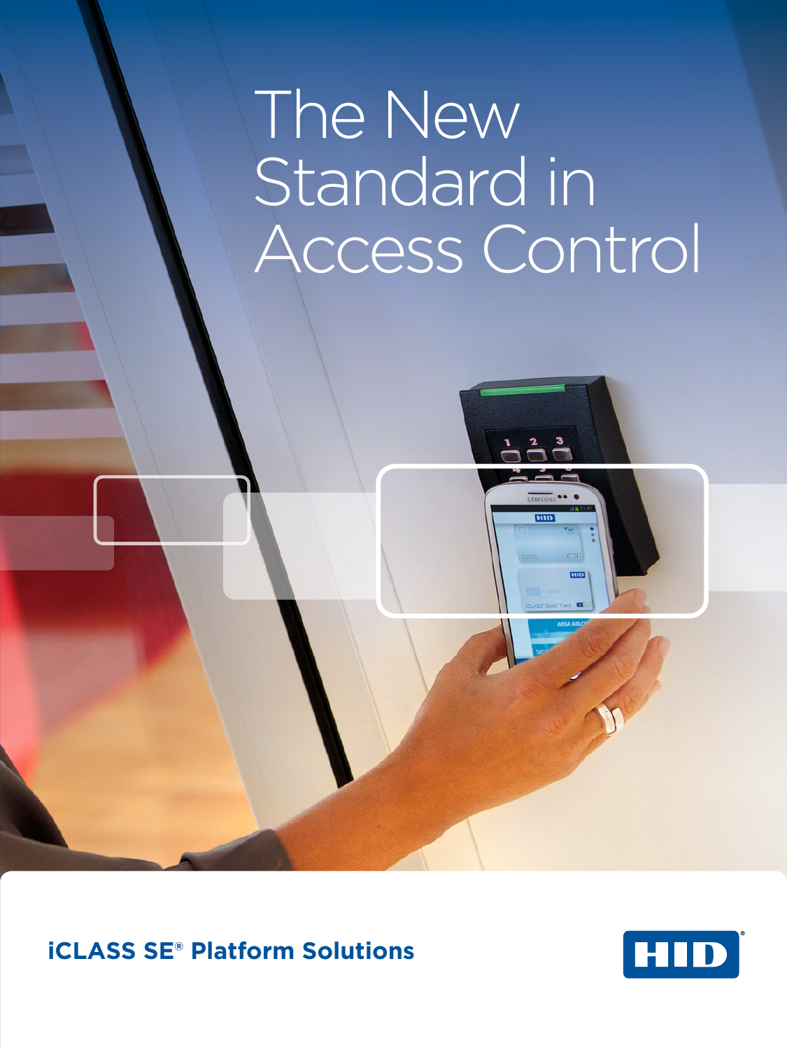# The New Standard in Access Control

**iCLASS SE® Platform Solutions**

HID®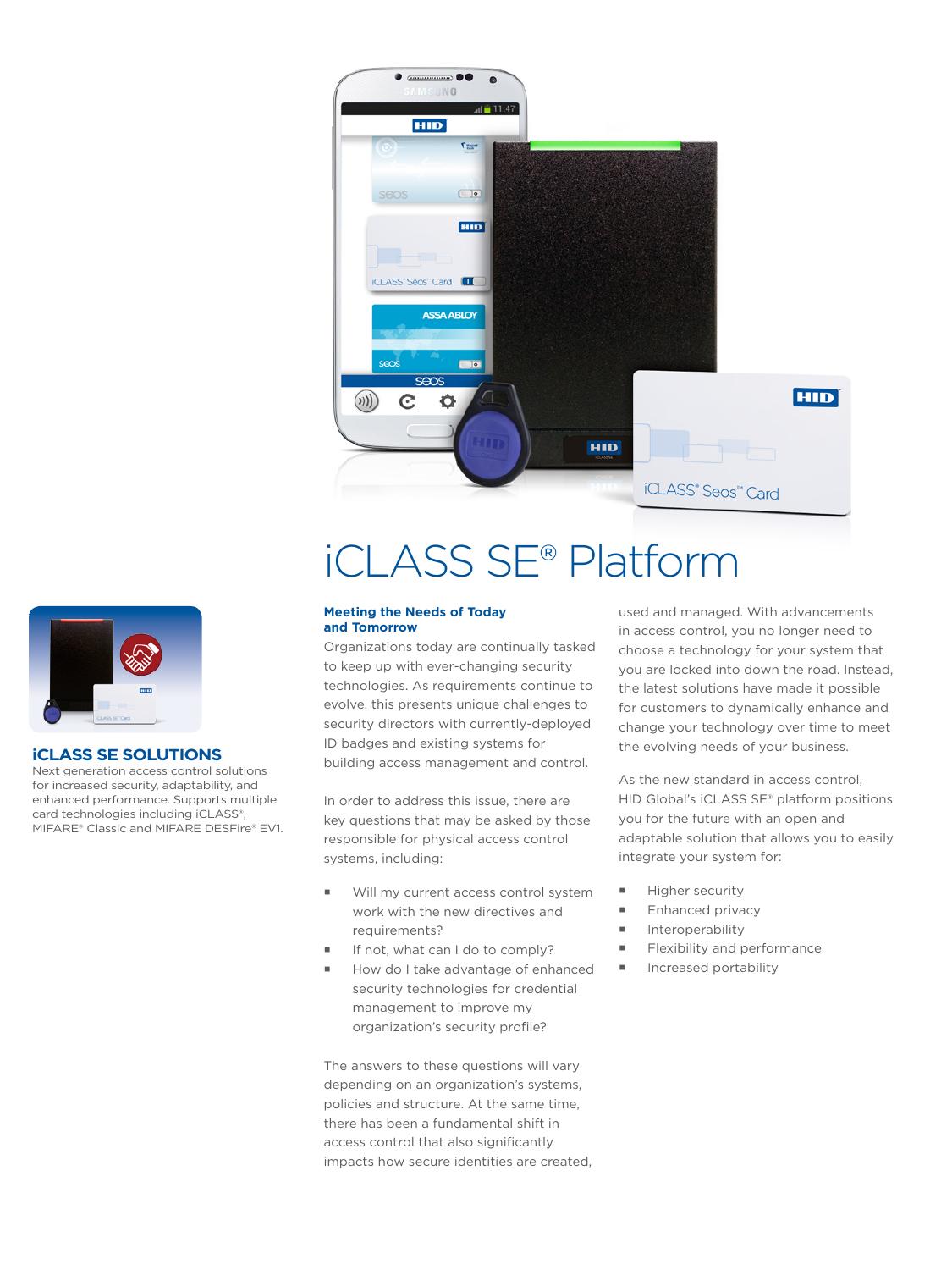# iCLASS SE® Platform

## iCLASS SE SOLUTIONS

Next generation access control solutions for increased security, adaptability, and enhanced performance. Supports multiple card technologies including iCLASS®, MIFARE® Classic and MIFARE DESFire® EV1.

### Meeting the Needs of Today and Tomorrow

Organizations today are continually tasked to keep up with ever-changing security technologies. As requirements continue to evolve, this presents unique challenges to security directors with currently-deployed ID badges and existing systems for building access management and control.

In order to address this issue, there are key questions that may be asked by those responsible for physical access control systems, including:

- Will my current access control system work with the new directives and requirements?
- If not, what can I do to comply?
- How do I take advantage of enhanced security technologies for credential management to improve my organization's security profile?

The answers to these questions will vary depending on an organization's systems, policies and structure. At the same time, there has been a fundamental shift in access control that also significantly impacts how secure identities are created, used and managed. With advancements in access control, you no longer need to choose a technology for your system that you are locked into down the road. Instead, the latest solutions have made it possible for customers to dynamically enhance and change your technology over time to meet the evolving needs of your business.

As the new standard in access control, HID Global's iCLASS SE® platform positions you for the future with an open and adaptable solution that allows you to easily integrate your system for:

- Higher security
- Enhanced privacy
- Interoperability
- Flexibility and performance
- Increased portability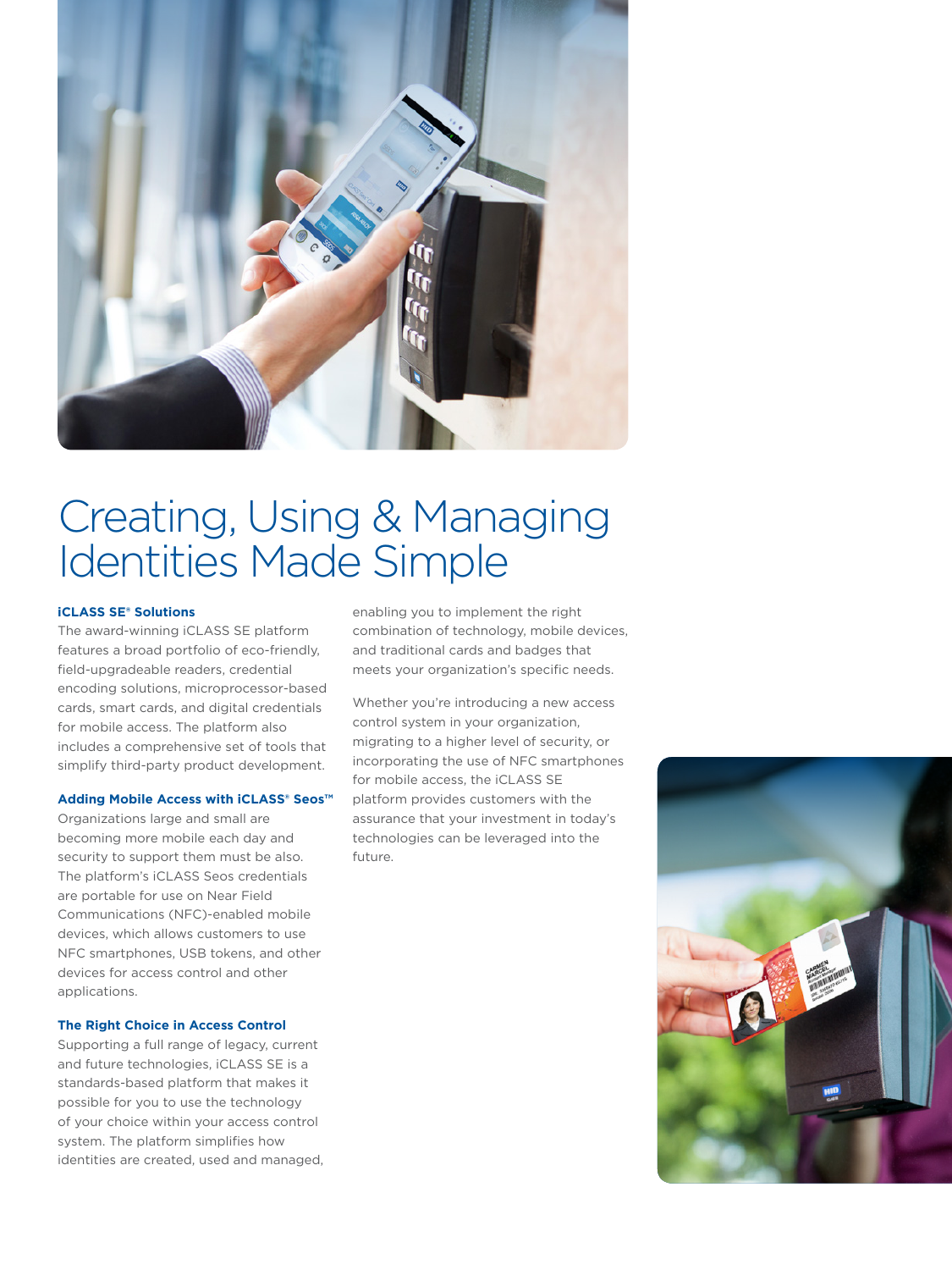# Creating, Using & Managing Identities Made Simple

### iCLASS SE® Solutions

The award-winning iCLASS SE platform features a broad portfolio of eco-friendly, field-upgradeable readers, credential encoding solutions, microprocessor-based cards, smart cards, and digital credentials for mobile access. The platform also includes a comprehensive set of tools that simplify third-party product development.

### Adding Mobile Access with iCLASS® Seos™

Organizations large and small are becoming more mobile each day and security to support them must be also. The platform's iCLASS Seos credentials are portable for use on Near Field Communications (NFC)-enabled mobile devices, which allows customers to use NFC smartphones, USB tokens, and other devices for access control and other applications.

### The Right Choice in Access Control

Supporting a full range of legacy, current and future technologies, iCLASS SE is a standards-based platform that makes it possible for you to use the technology of your choice within your access control system. The platform simplifies how identities are created, used and managed, enabling you to implement the right combination of technology, mobile devices, and traditional cards and badges that meets your organization's specific needs.

Whether you're introducing a new access control system in your organization, migrating to a higher level of security, or incorporating the use of NFC smartphones for mobile access, the iCLASS SE platform provides customers with the assurance that your investment in today's technologies can be leveraged into the future.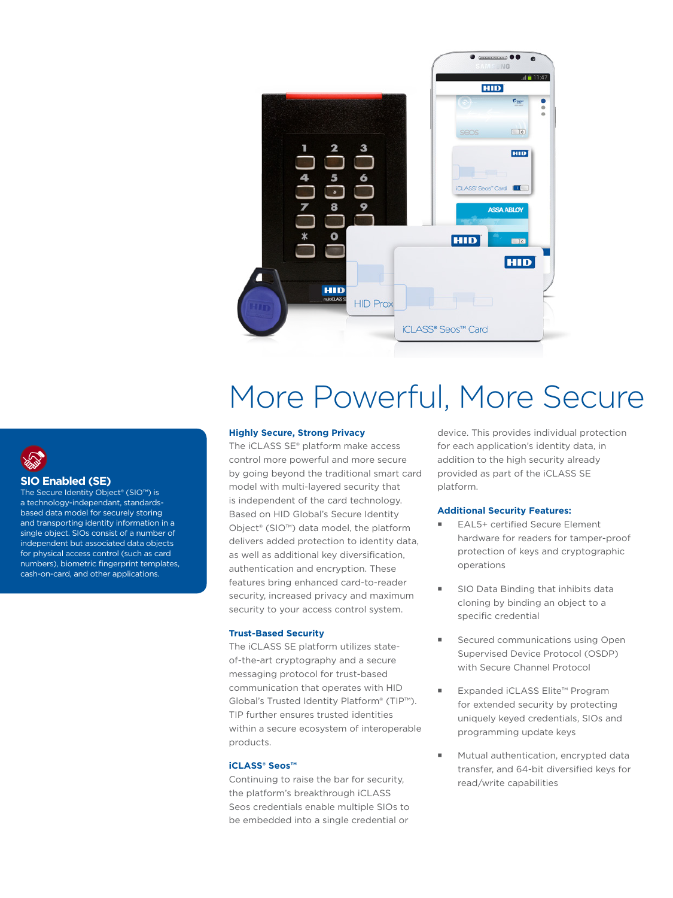# More Powerful, More Secure

### SIO Enabled (SE)

The Secure Identity Object® (SIO™) is a technology-independant, standards-based data model for securely storing and transporting identity information in a single object. SIOs consist of a number of independent but associated data objects for physical access control (such as card numbers), biometric fingerprint templates, cash-on-card, and other applications.

### Highly Secure, Strong Privacy

The iCLASS SE® platform make access control more powerful and more secure by going beyond the traditional smart card model with multi-layered security that is independent of the card technology. Based on HID Global's Secure Identity Object® (SIO™) data model, the platform delivers added protection to identity data, as well as additional key diversification, authentication and encryption. These features bring enhanced card-to-reader security, increased privacy and maximum security to your access control system.

### Trust-Based Security

The iCLASS SE platform utilizes state-of-the-art cryptography and a secure messaging protocol for trust-based communication that operates with HID Global's Trusted Identity Platform® (TIP™). TIP further ensures trusted identities within a secure ecosystem of interoperable products.

### iCLASS® Seos™

Continuing to raise the bar for security, the platform's breakthrough iCLASS Seos credentials enable multiple SIOs to be embedded into a single credential or device. This provides individual protection for each application's identity data, in addition to the high security already provided as part of the iCLASS SE platform.

### Additional Security Features:

- EAL5+ certified Secure Element hardware for readers for tamper-proof protection of keys and cryptographic operations
- SIO Data Binding that inhibits data cloning by binding an object to a specific credential
- Secured communications using Open Supervised Device Protocol (OSDP) with Secure Channel Protocol
- Expanded iCLASS Elite™ Program for extended security by protecting uniquely keyed credentials, SIOs and programming update keys
- Mutual authentication, encrypted data transfer, and 64-bit diversified keys for read/write capabilities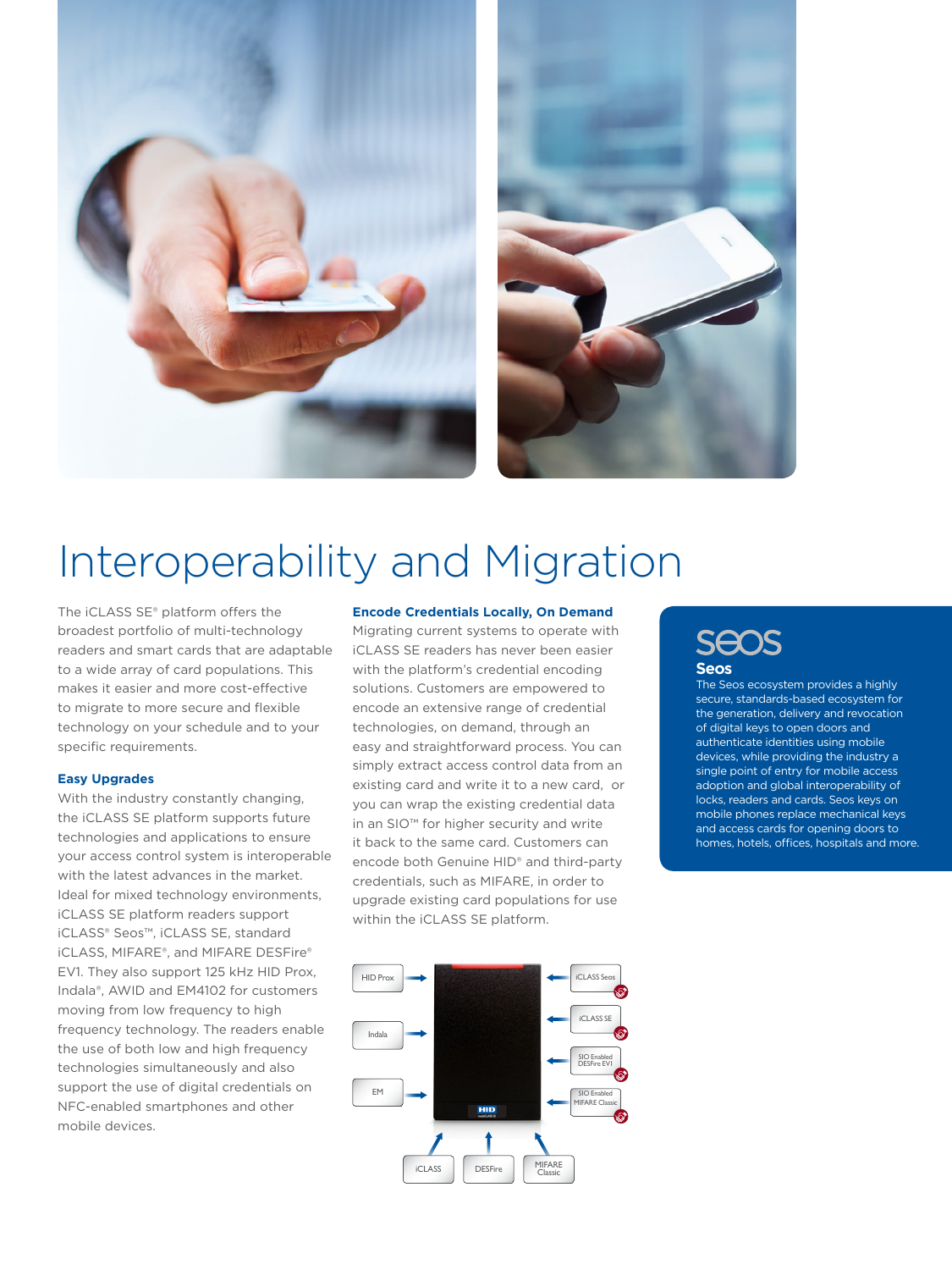# Interoperability and Migration

The iCLASS SE® platform offers the broadest portfolio of multi-technology readers and smart cards that are adaptable to a wide array of card populations. This makes it easier and more cost-effective to migrate to more secure and flexible technology on your schedule and to your specific requirements.

### Easy Upgrades

With the industry constantly changing, the iCLASS SE platform supports future technologies and applications to ensure your access control system is interoperable with the latest advances in the market. Ideal for mixed technology environments, iCLASS SE platform readers support iCLASS® Seos™, iCLASS SE, standard iCLASS, MIFARE®, and MIFARE DESFire® EV1. They also support 125 kHz HID Prox, Indala®, AWID and EM4102 for customers moving from low frequency to high frequency technology. The readers enable the use of both low and high frequency technologies simultaneously and also support the use of digital credentials on NFC-enabled smartphones and other mobile devices.

### Encode Credentials Locally, On Demand

Migrating current systems to operate with iCLASS SE readers has never been easier with the platform's credential encoding solutions. Customers are empowered to encode an extensive range of credential technologies, on demand, through an easy and straightforward process. You can simply extract access control data from an existing card and write it to a new card, or you can wrap the existing credential data in an SIO™ for higher security and write it back to the same card. Customers can encode both Genuine HID® and third-party credentials, such as MIFARE, in order to upgrade existing card populations for use within the iCLASS SE platform.

HID Prox, Indala, EM → reader ← iCLASS Seos, iCLASS SE, SIO Enabled DESFire EV1, SIO Enabled MIFARE Classic; iCLASS, DESFire, MIFARE Classic

## Seos

The Seos ecosystem provides a highly secure, standards-based ecosystem for the generation, delivery and revocation of digital keys to open doors and authenticate identities using mobile devices, while providing the industry a single point of entry for mobile access adoption and global interoperability of locks, readers and cards. Seos keys on mobile phones replace mechanical keys and access cards for opening doors to homes, hotels, offices, hospitals and more.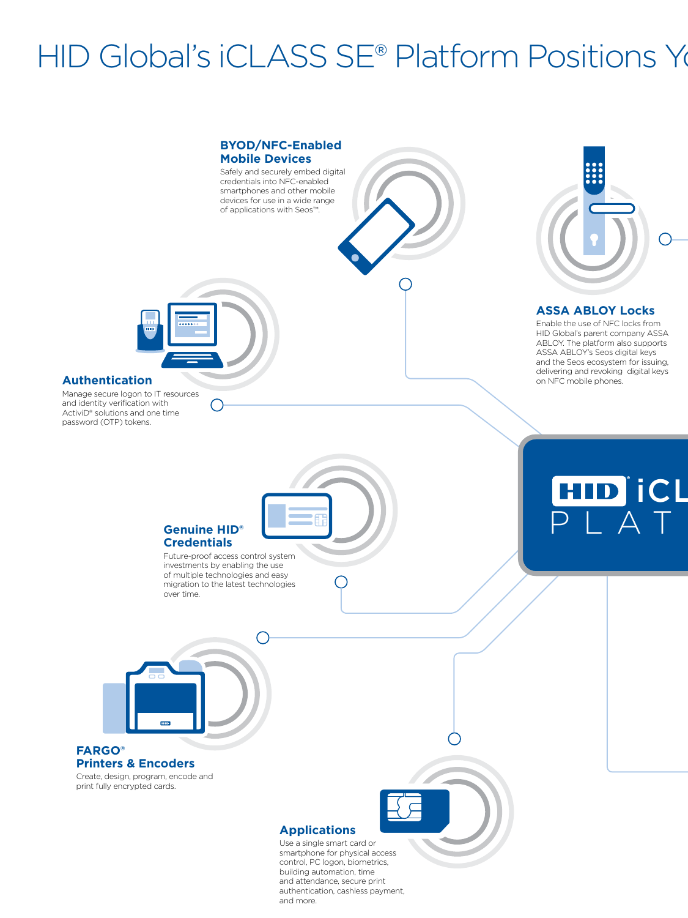# HID Global's iCLASS SE® Platform Positions Yo

## BYOD/NFC-Enabled Mobile Devices

Safely and securely embed digital credentials into NFC-enabled smartphones and other mobile devices for use in a wide range of applications with Seos™.

## ASSA ABLOY Locks

Enable the use of NFC locks from HID Global's parent company ASSA ABLOY. The platform also supports ASSA ABLOY's Seos digital keys and the Seos ecosystem for issuing, delivering and revoking digital keys on NFC mobile phones.

## Authentication

Manage secure logon to IT resources and identity verification with ActiviD® solutions and one time password (OTP) tokens.

HID iCL
PLAT

## Genuine HID® Credentials

Future-proof access control system investments by enabling the use of multiple technologies and easy migration to the latest technologies over time.

## FARGO® Printers & Encoders

Create, design, program, encode and print fully encrypted cards.

## Applications

Use a single smart card or smartphone for physical access control, PC logon, biometrics, building automation, time and attendance, secure print authentication, cashless payment, and more.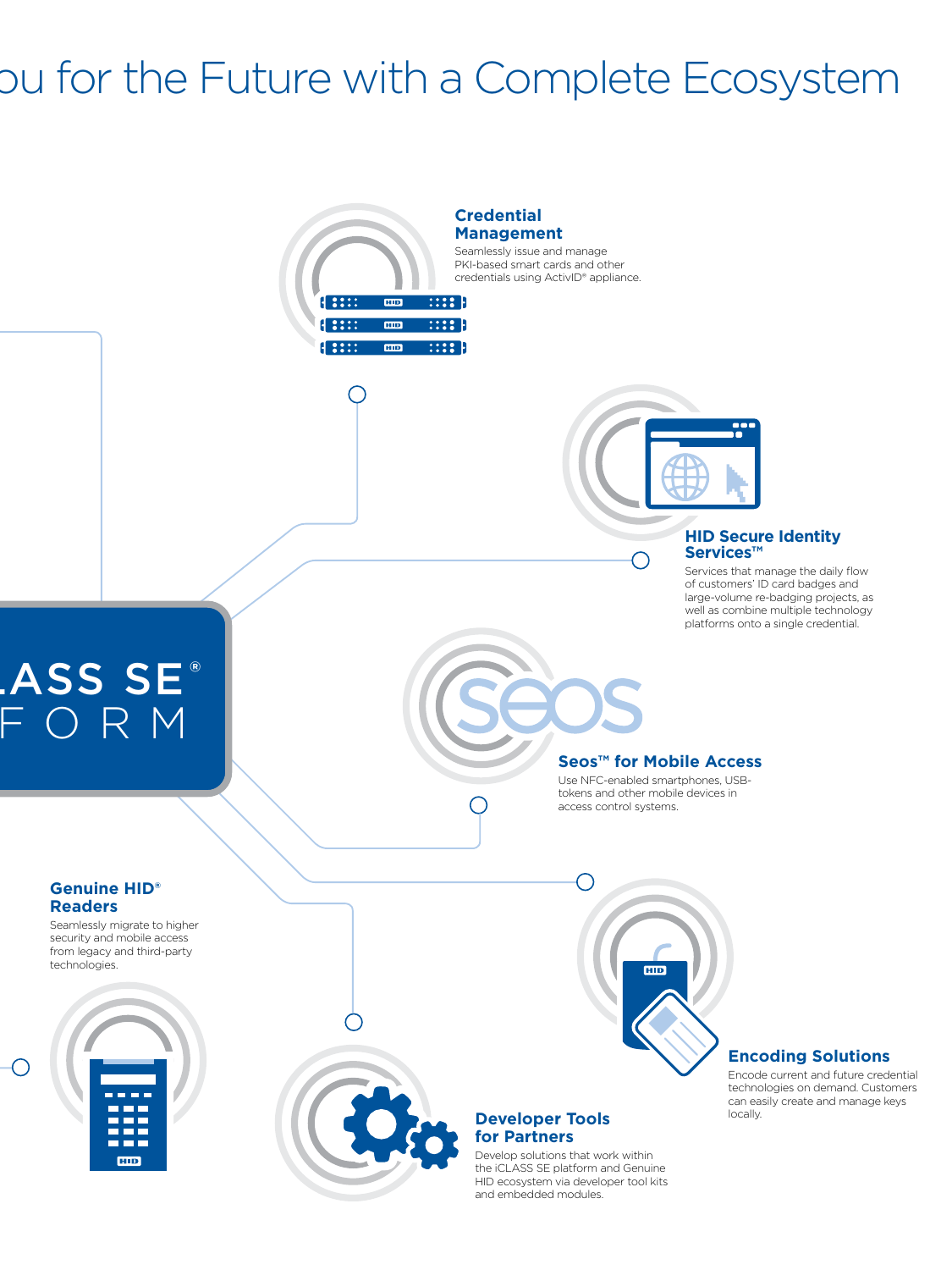# ou for the Future with a Complete Ecosystem

LASS SE®
FORM

## Credential Management

Seamlessly issue and manage PKI-based smart cards and other credentials using ActivID® appliance.

## HID Secure Identity Services™

Services that manage the daily flow of customers' ID card badges and large-volume re-badging projects, as well as combine multiple technology platforms onto a single credential.

## Seos™ for Mobile Access

Use NFC-enabled smartphones, USB-tokens and other mobile devices in access control systems.

## Genuine HID® Readers

Seamlessly migrate to higher security and mobile access from legacy and third-party technologies.

## Encoding Solutions

Encode current and future credential technologies on demand. Customers can easily create and manage keys locally.

## Developer Tools for Partners

Develop solutions that work within the iCLASS SE platform and Genuine HID ecosystem via developer tool kits and embedded modules.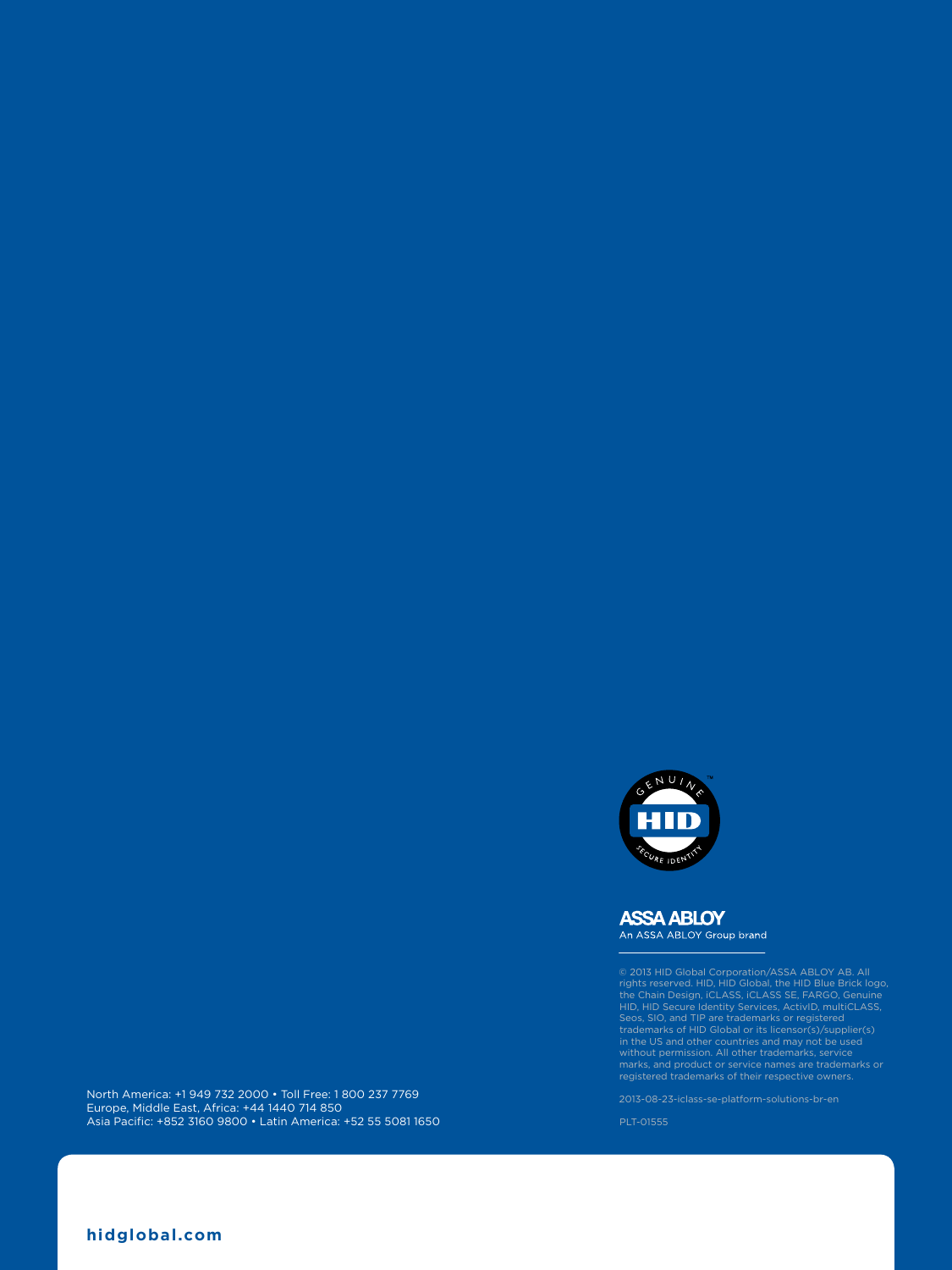North America: +1 949 732 2000 • Toll Free: 1 800 237 7769
Europe, Middle East, Africa: +44 1440 714 850
Asia Pacific: +852 3160 9800 • Latin America: +52 55 5081 1650

GENUINE HID SECURE IDENTITY™

ASSA ABLOY
An ASSA ABLOY Group brand

© 2013 HID Global Corporation/ASSA ABLOY AB. All rights reserved. HID, HID Global, the HID Blue Brick logo, the Chain Design, iCLASS, iCLASS SE, FARGO, Genuine HID, HID Secure Identity Services, ActivID, multiCLASS, Seos, SIO, and TIP are trademarks or registered trademarks of HID Global or its licensor(s)/supplier(s) in the US and other countries and may not be used without permission. All other trademarks, service marks, and product or service names are trademarks or registered trademarks of their respective owners.

2013-08-23-iclass-se-platform-solutions-br-en

PLT-01555

**hidglobal.com**